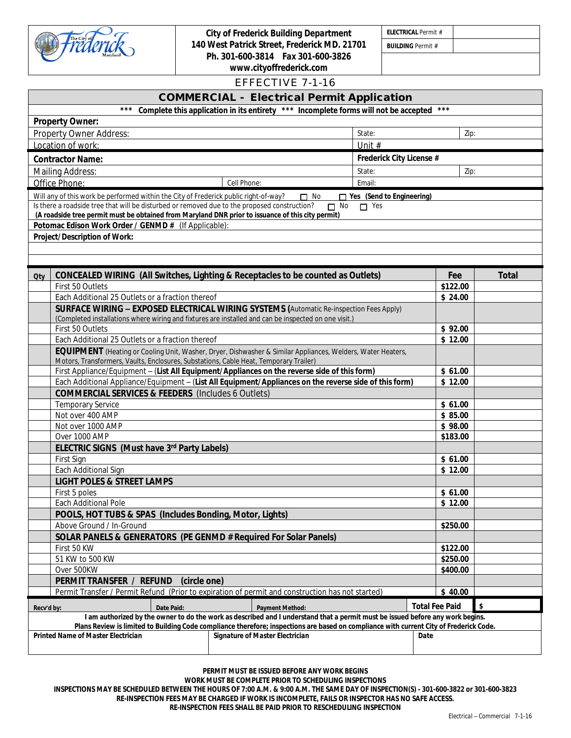**City of Frederick Building Department**
**140 West Patrick Street, Frederick MD. 21701**
**Ph. 301-600-3814 Fax 301-600-3826**
**www.cityoffrederick.com**

| **ELECTRICAL** Permit # | |
|---|---|
| **BUILDING** Permit # | |

EFFECTIVE 7-1-16

# COMMERCIAL - Electrical Permit Application

*** **Complete this application in its entirety** *** **Incomplete forms will not be accepted** ***

| | | |
|---|---|---|
| **Property Owner:** | | |
| Property Owner Address: | State: | Zip: |
| Location of work: | Unit # | |
| **Contractor Name:** | **Frederick City License #** | |
| Mailing Address: | State: | Zip: |
| Office Phone: Cell Phone: | Email: | |

Will any of this work be performed within the City of Frederick public right-of-way? ☐ No ☐ **Yes (Send to Engineering)**

Is there a roadside tree that will be disturbed or removed due to the proposed construction? ☐ No ☐ Yes
**(A roadside tree permit must be obtained from Maryland DNR prior to issuance of this city permit)**

**Potomac Edison Work Order / GENMD #** (If Applicable):

**Project/Description of Work:**

| Qty | CONCEALED WIRING (All Switches, Lighting & Receptacles to be counted as Outlets) | Fee | Total |
|---|---|---|---|
| | First 50 Outlets | $122.00 | |
| | Each Additional 25 Outlets or a fraction thereof | $ 24.00 | |
| | **SURFACE WIRING – EXPOSED ELECTRICAL WIRING SYSTEMS** (Automatic Re-inspection Fees Apply) (Completed installations where wiring and fixtures are installed and can be inspected on one visit.) | | |
| | First 50 Outlets | $ 92.00 | |
| | Each Additional 25 Outlets or a fraction thereof | $ 12.00 | |
| | **EQUIPMENT** (Heating or Cooling Unit, Washer, Dryer, Dishwasher & Similar Appliances, Welders, Water Heaters, Motors, Transformers, Vaults, Enclosures, Substations, Cable Heat, Temporary Trailer) | | |
| | First Appliance/Equipment – (**List All Equipment/Appliances on the reverse side of this form**) | $ 61.00 | |
| | Each Additional Appliance/Equipment – (**List All Equipment/Appliances on the reverse side of this form**) | $ 12.00 | |
| | **COMMERCIAL SERVICES & FEEDERS** (Includes 6 Outlets) | | |
| | Temporary Service | $ 61.00 | |
| | Not over 400 AMP | $ 85.00 | |
| | Not over 1000 AMP | $ 98.00 | |
| | Over 1000 AMP | $183.00 | |
| | **ELECTRIC SIGNS (Must have 3rd Party Labels)** | | |
| | First Sign | $ 61.00 | |
| | Each Additional Sign | $ 12.00 | |
| | **LIGHT POLES & STREET LAMPS** | | |
| | First 5 poles | $ 61.00 | |
| | Each Additional Pole | $ 12.00 | |
| | **POOLS, HOT TUBS & SPAS (Includes Bonding, Motor, Lights)** | | |
| | Above Ground / In-Ground | $250.00 | |
| | **SOLAR PANELS & GENERATORS (PE GENMD # Required For Solar Panels)** | | |
| | First 50 KW | $122.00 | |
| | 51 KW to 500 KW | $250.00 | |
| | Over 500KW | $400.00 | |
| | **PERMIT TRANSFER / REFUND (circle one)** | | |
| | Permit Transfer / Permit Refund (Prior to expiration of permit and construction has not started) | $ 40.00 | |

| Recv'd by: | Date Paid: | Payment Method: | Total Fee Paid | $ |
|---|---|---|---|---|

**I am authorized by the owner to do the work as described and I understand that a permit must be issued before any work begins.**
**Plans Review is limited to Building Code compliance therefore; inspections are based on compliance with current City of Frederick Code.**

| Printed Name of Master Electrician | Signature of Master Electrician | Date |
|---|---|---|
| | | |

**PERMIT MUST BE ISSUED BEFORE ANY WORK BEGINS**
**WORK MUST BE COMPLETE PRIOR TO SCHEDULING INSPECTIONS**
**INSPECTIONS MAY BE SCHEDULED BETWEEN THE HOURS OF 7:00 A.M. & 9:00 A.M. THE SAME DAY OF INSPECTION(S) - 301-600-3822 or 301-600-3823**
**RE-INSPECTION FEES MAY BE CHARGED IF WORK IS INCOMPLETE, FAILS OR INSPECTOR HAS NO SAFE ACCESS.**
**RE-INSPECTION FEES SHALL BE PAID PRIOR TO RESCHEDULING INSPECTION**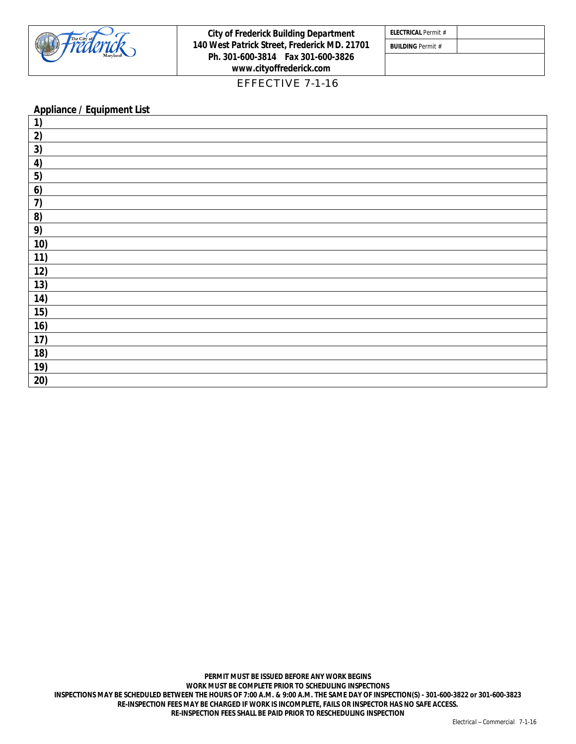| | | |
|---|---|---|
| **City of Frederick Building Department**<br>**140 West Patrick Street, Frederick MD. 21701**<br>**Ph. 301-600-3814 Fax 301-600-3826**<br>**www.cityoffrederick.com** | **ELECTRICAL** Permit # | |
| | **BUILDING** Permit # | |

EFFECTIVE 7-1-16

**Appliance / Equipment List**

| |
|---|
| **1)** |
| **2)** |
| **3)** |
| **4)** |
| **5)** |
| **6)** |
| **7)** |
| **8)** |
| **9)** |
| **10)** |
| **11)** |
| **12)** |
| **13)** |
| **14)** |
| **15)** |
| **16)** |
| **17)** |
| **18)** |
| **19)** |
| **20)** |

**PERMIT MUST BE ISSUED BEFORE ANY WORK BEGINS**
**WORK MUST BE COMPLETE PRIOR TO SCHEDULING INSPECTIONS**
**INSPECTIONS MAY BE SCHEDULED BETWEEN THE HOURS OF 7:00 A.M. & 9:00 A.M. THE SAME DAY OF INSPECTION(S) - 301-600-3822 or 301-600-3823**
**RE-INSPECTION FEES MAY BE CHARGED IF WORK IS INCOMPLETE, FAILS OR INSPECTOR HAS NO SAFE ACCESS.**
**RE-INSPECTION FEES SHALL BE PAID PRIOR TO RESCHEDULING INSPECTION**